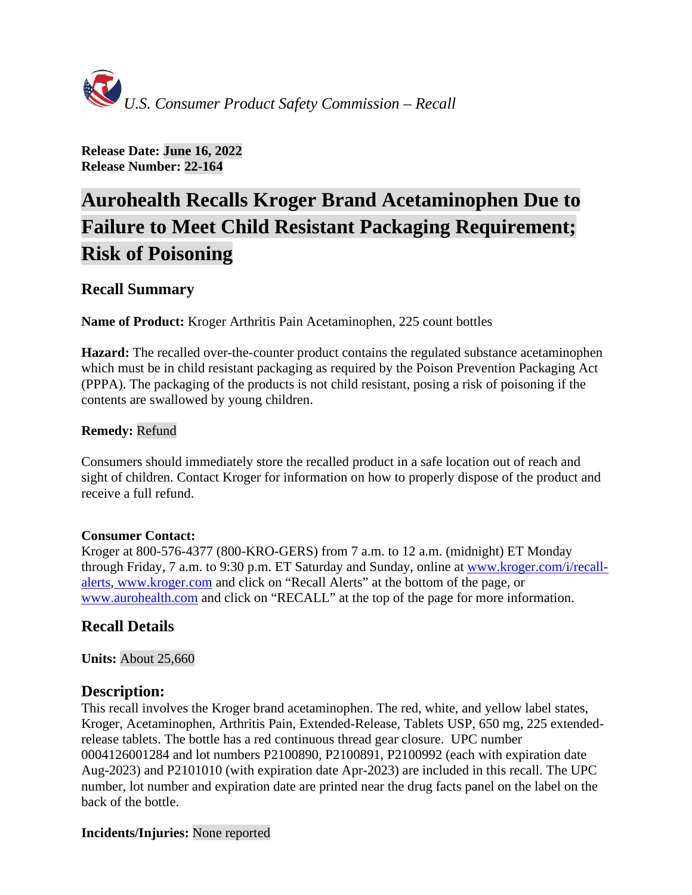*U.S. Consumer Product Safety Commission – Recall*

**Release Date: June 16, 2022**
**Release Number: 22-164**

# Aurohealth Recalls Kroger Brand Acetaminophen Due to Failure to Meet Child Resistant Packaging Requirement; Risk of Poisoning

## Recall Summary

**Name of Product:** Kroger Arthritis Pain Acetaminophen, 225 count bottles

**Hazard:** The recalled over-the-counter product contains the regulated substance acetaminophen which must be in child resistant packaging as required by the Poison Prevention Packaging Act (PPPA). The packaging of the products is not child resistant, posing a risk of poisoning if the contents are swallowed by young children.

**Remedy:** Refund

Consumers should immediately store the recalled product in a safe location out of reach and sight of children. Contact Kroger for information on how to properly dispose of the product and receive a full refund.

**Consumer Contact:**
Kroger at 800-576-4377 (800-KRO-GERS) from 7 a.m. to 12 a.m. (midnight) ET Monday through Friday, 7 a.m. to 9:30 p.m. ET Saturday and Sunday, online at www.kroger.com/i/recall-alerts, www.kroger.com and click on "Recall Alerts" at the bottom of the page, or www.aurohealth.com and click on "RECALL" at the top of the page for more information.

## Recall Details

**Units:** About 25,660

## Description:

This recall involves the Kroger brand acetaminophen. The red, white, and yellow label states, Kroger, Acetaminophen, Arthritis Pain, Extended-Release, Tablets USP, 650 mg, 225 extended-release tablets. The bottle has a red continuous thread gear closure. UPC number 0004126001284 and lot numbers P2100890, P2100891, P2100992 (each with expiration date Aug-2023) and P2101010 (with expiration date Apr-2023) are included in this recall. The UPC number, lot number and expiration date are printed near the drug facts panel on the label on the back of the bottle.

**Incidents/Injuries:** None reported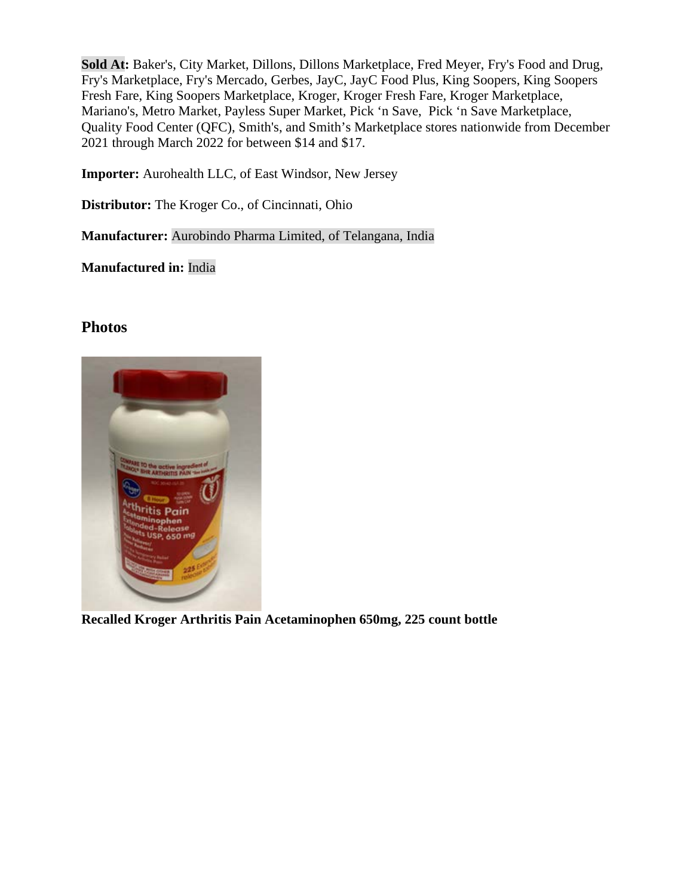**Sold At:** Baker's, City Market, Dillons, Dillons Marketplace, Fred Meyer, Fry's Food and Drug, Fry's Marketplace, Fry's Mercado, Gerbes, JayC, JayC Food Plus, King Soopers, King Soopers Fresh Fare, King Soopers Marketplace, Kroger, Kroger Fresh Fare, Kroger Marketplace, Mariano's, Metro Market, Payless Super Market, Pick 'n Save, Pick 'n Save Marketplace, Quality Food Center (QFC), Smith's, and Smith's Marketplace stores nationwide from December 2021 through March 2022 for between $14 and $17.

**Importer:** Aurohealth LLC, of East Windsor, New Jersey

**Distributor:** The Kroger Co., of Cincinnati, Ohio

**Manufacturer:** Aurobindo Pharma Limited, of Telangana, India

**Manufactured in:** India

## Photos

**Recalled Kroger Arthritis Pain Acetaminophen 650mg, 225 count bottle**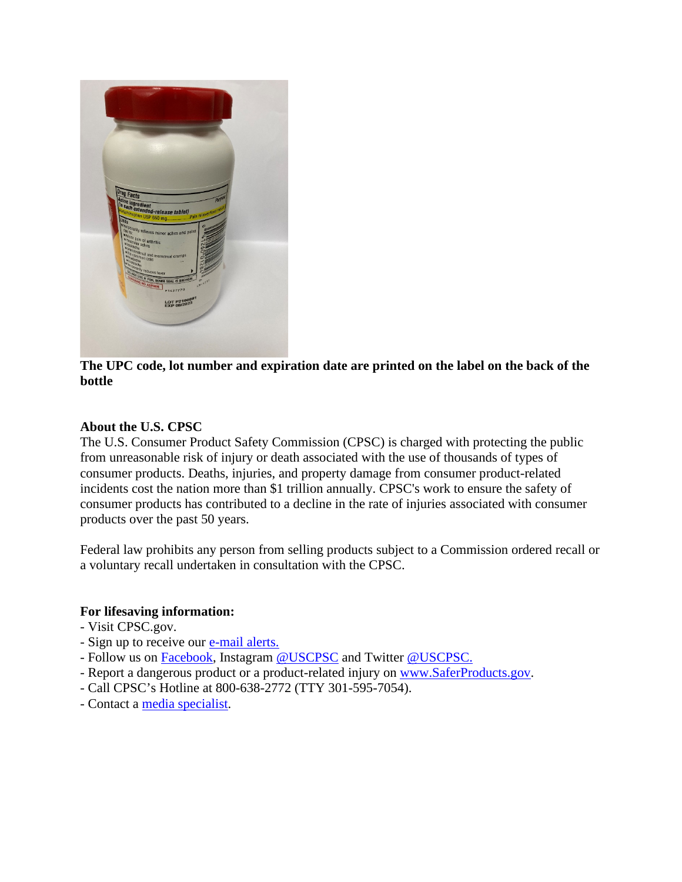**The UPC code, lot number and expiration date are printed on the label on the back of the bottle**

**About the U.S. CPSC**

The U.S. Consumer Product Safety Commission (CPSC) is charged with protecting the public from unreasonable risk of injury or death associated with the use of thousands of types of consumer products. Deaths, injuries, and property damage from consumer product-related incidents cost the nation more than $1 trillion annually. CPSC's work to ensure the safety of consumer products has contributed to a decline in the rate of injuries associated with consumer products over the past 50 years.

Federal law prohibits any person from selling products subject to a Commission ordered recall or a voluntary recall undertaken in consultation with the CPSC.

**For lifesaving information:**

- Visit CPSC.gov.
- Sign up to receive our e-mail alerts.
- Follow us on Facebook, Instagram @USCPSC and Twitter @USCPSC.
- Report a dangerous product or a product-related injury on www.SaferProducts.gov.
- Call CPSC's Hotline at 800-638-2772 (TTY 301-595-7054).
- Contact a media specialist.